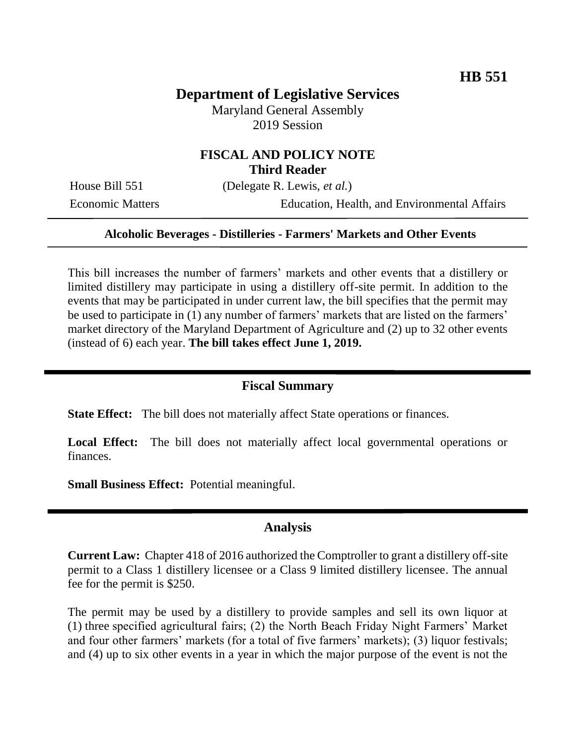**HB 551**

# Department of Legislative Services

Maryland General Assembly
2019 Session

## FISCAL AND POLICY NOTE
**Third Reader**

House Bill 551 (Delegate R. Lewis, *et al.*)

Economic Matters Education, Health, and Environmental Affairs

**Alcoholic Beverages - Distilleries - Farmers' Markets and Other Events**

This bill increases the number of farmers' markets and other events that a distillery or limited distillery may participate in using a distillery off-site permit. In addition to the events that may be participated in under current law, the bill specifies that the permit may be used to participate in (1) any number of farmers' markets that are listed on the farmers' market directory of the Maryland Department of Agriculture and (2) up to 32 other events (instead of 6) each year. **The bill takes effect June 1, 2019.**

## Fiscal Summary

**State Effect:** The bill does not materially affect State operations or finances.

**Local Effect:** The bill does not materially affect local governmental operations or finances.

**Small Business Effect:** Potential meaningful.

## Analysis

**Current Law:** Chapter 418 of 2016 authorized the Comptroller to grant a distillery off-site permit to a Class 1 distillery licensee or a Class 9 limited distillery licensee. The annual fee for the permit is $250.

The permit may be used by a distillery to provide samples and sell its own liquor at (1) three specified agricultural fairs; (2) the North Beach Friday Night Farmers' Market and four other farmers' markets (for a total of five farmers' markets); (3) liquor festivals; and (4) up to six other events in a year in which the major purpose of the event is not the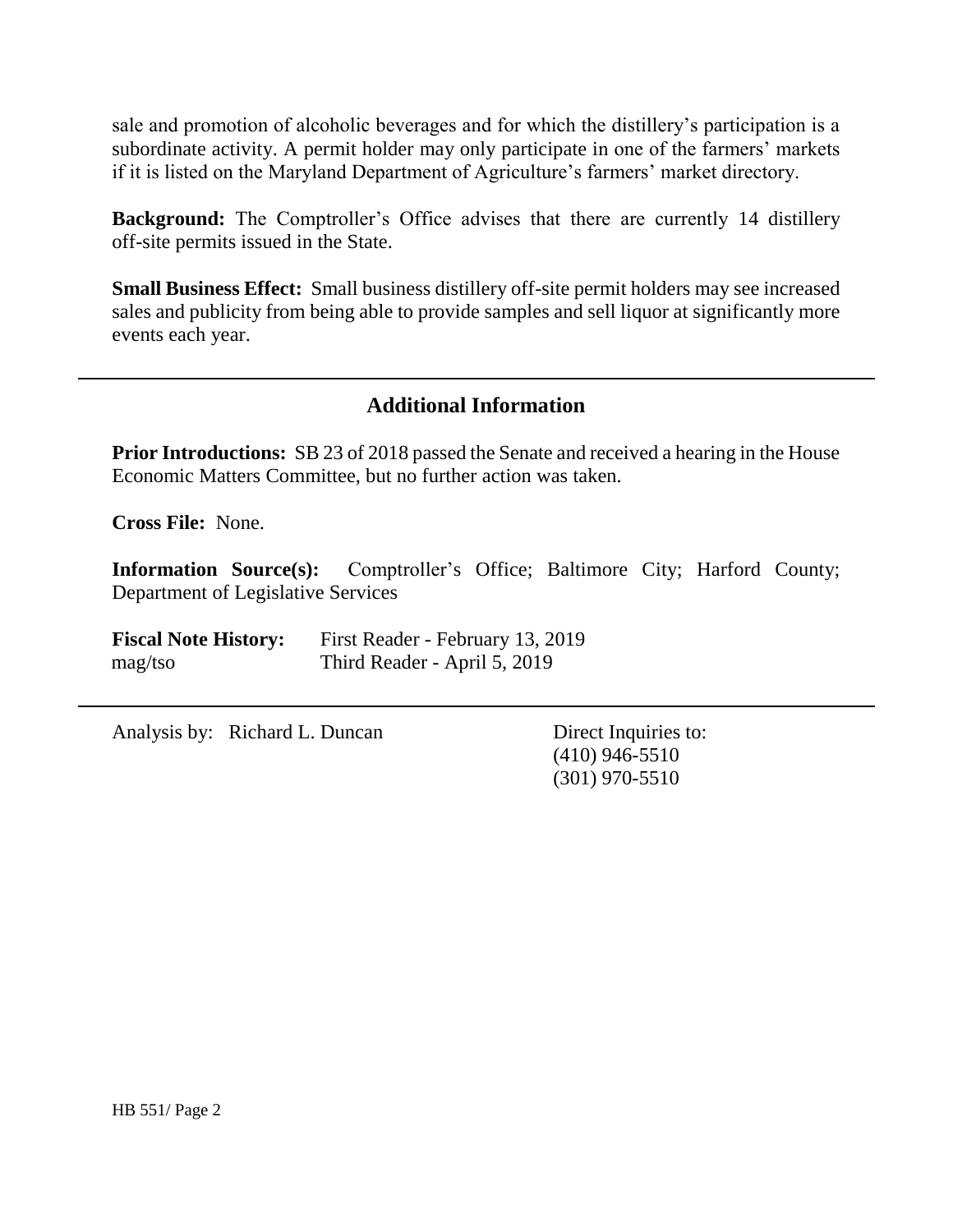sale and promotion of alcoholic beverages and for which the distillery's participation is a subordinate activity. A permit holder may only participate in one of the farmers' markets if it is listed on the Maryland Department of Agriculture's farmers' market directory.

**Background:** The Comptroller's Office advises that there are currently 14 distillery off-site permits issued in the State.

**Small Business Effect:** Small business distillery off-site permit holders may see increased sales and publicity from being able to provide samples and sell liquor at significantly more events each year.

## Additional Information

**Prior Introductions:** SB 23 of 2018 passed the Senate and received a hearing in the House Economic Matters Committee, but no further action was taken.

**Cross File:** None.

**Information Source(s):** Comptroller's Office; Baltimore City; Harford County; Department of Legislative Services

**Fiscal Note History:** First Reader - February 13, 2019
mag/tso Third Reader - April 5, 2019

Analysis by: Richard L. Duncan

Direct Inquiries to:
(410) 946-5510
(301) 970-5510